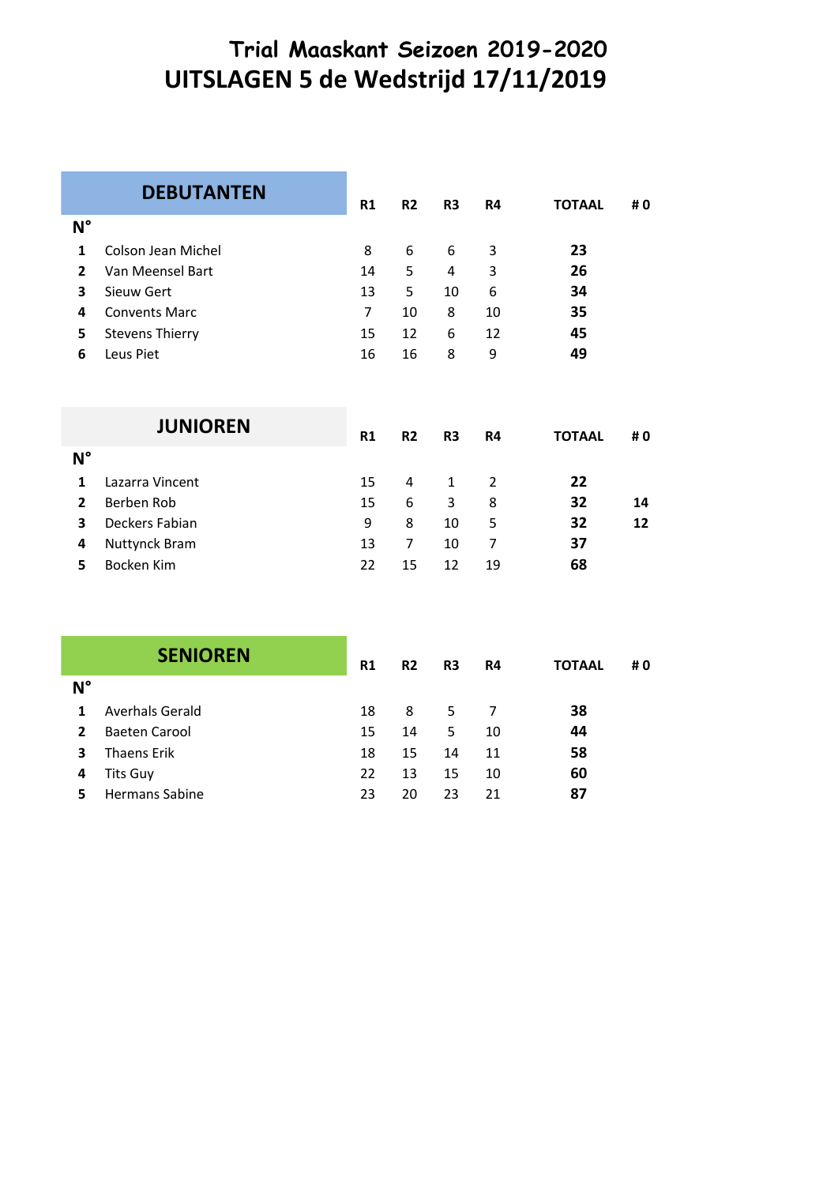# Trial Maaskant Seizoen 2019-2020

# UITSLAGEN 5 de Wedstrijd 17/11/2019

## DEBUTANTEN

| N° | | R1 | R2 | R3 | R4 | TOTAAL | # 0 |
|---|---|---|---|---|---|---|---|
| 1 | Colson Jean Michel | 8 | 6 | 6 | 3 | **23** | |
| 2 | Van Meensel Bart | 14 | 5 | 4 | 3 | **26** | |
| 3 | Sieuw Gert | 13 | 5 | 10 | 6 | **34** | |
| 4 | Convents Marc | 7 | 10 | 8 | 10 | **35** | |
| 5 | Stevens Thierry | 15 | 12 | 6 | 12 | **45** | |
| 6 | Leus Piet | 16 | 16 | 8 | 9 | **49** | |

## JUNIOREN

| N° | | R1 | R2 | R3 | R4 | TOTAAL | # 0 |
|---|---|---|---|---|---|---|---|
| 1 | Lazarra Vincent | 15 | 4 | 1 | 2 | **22** | |
| 2 | Berben Rob | 15 | 6 | 3 | 8 | **32** | **14** |
| 3 | Deckers Fabian | 9 | 8 | 10 | 5 | **32** | **12** |
| 4 | Nuttynck Bram | 13 | 7 | 10 | 7 | **37** | |
| 5 | Bocken Kim | 22 | 15 | 12 | 19 | **68** | |

## SENIOREN

| N° | | R1 | R2 | R3 | R4 | TOTAAL | # 0 |
|---|---|---|---|---|---|---|---|
| 1 | Averhals Gerald | 18 | 8 | 5 | 7 | **38** | |
| 2 | Baeten Carool | 15 | 14 | 5 | 10 | **44** | |
| 3 | Thaens Erik | 18 | 15 | 14 | 11 | **58** | |
| 4 | Tits Guy | 22 | 13 | 15 | 10 | **60** | |
| 5 | Hermans Sabine | 23 | 20 | 23 | 21 | **87** | |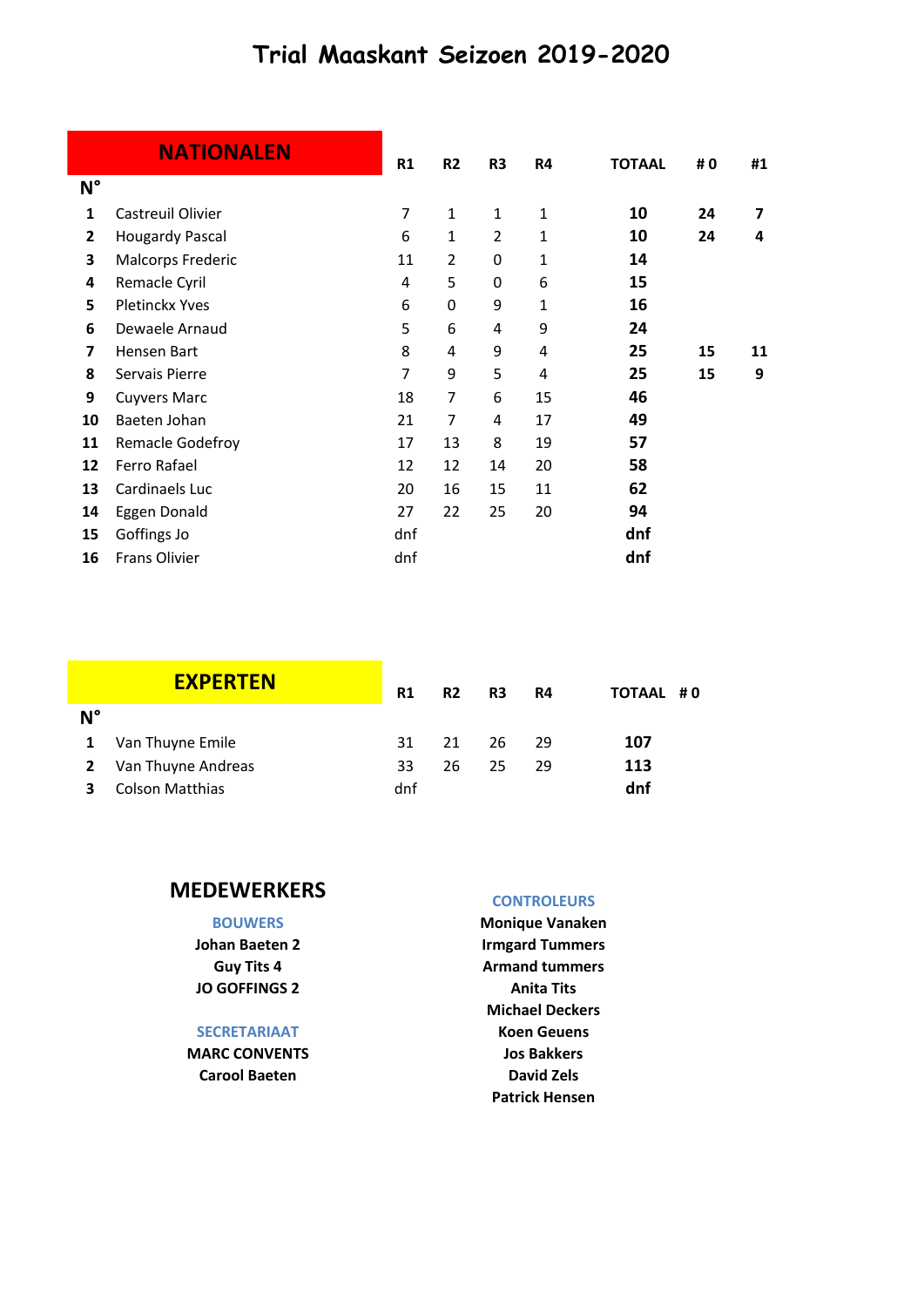# Trial Maaskant Seizoen 2019-2020

| NATIONALEN | | R1 | R2 | R3 | R4 | TOTAAL | # 0 | #1 |
|---|---|---|---|---|---|---|---|---|
| **N°** | | | | | | | | |
| **1** | Castreuil Olivier | 7 | 1 | 1 | 1 | **10** | **24** | **7** |
| **2** | Hougardy Pascal | 6 | 1 | 2 | 1 | **10** | **24** | **4** |
| **3** | Malcorps Frederic | 11 | 2 | 0 | 1 | **14** | | |
| **4** | Remacle Cyril | 4 | 5 | 0 | 6 | **15** | | |
| **5** | Pletinckx Yves | 6 | 0 | 9 | 1 | **16** | | |
| **6** | Dewaele Arnaud | 5 | 6 | 4 | 9 | **24** | | |
| **7** | Hensen Bart | 8 | 4 | 9 | 4 | **25** | **15** | **11** |
| **8** | Servais Pierre | 7 | 9 | 5 | 4 | **25** | **15** | **9** |
| **9** | Cuyvers Marc | 18 | 7 | 6 | 15 | **46** | | |
| **10** | Baeten Johan | 21 | 7 | 4 | 17 | **49** | | |
| **11** | Remacle Godefroy | 17 | 13 | 8 | 19 | **57** | | |
| **12** | Ferro Rafael | 12 | 12 | 14 | 20 | **58** | | |
| **13** | Cardinaels Luc | 20 | 16 | 15 | 11 | **62** | | |
| **14** | Eggen Donald | 27 | 22 | 25 | 20 | **94** | | |
| **15** | Goffings Jo | dnf | | | | **dnf** | | |
| **16** | Frans Olivier | dnf | | | | **dnf** | | |

| EXPERTEN | | R1 | R2 | R3 | R4 | TOTAAL | # 0 |
|---|---|---|---|---|---|---|---|
| **N°** | | | | | | | |
| **1** | Van Thuyne Emile | 31 | 21 | 26 | 29 | **107** | |
| **2** | Van Thuyne Andreas | 33 | 26 | 25 | 29 | **113** | |
| **3** | Colson Matthias | dnf | | | | **dnf** | |

## MEDEWERKERS

**BOUWERS**

**Johan Baeten 2**
**Guy Tits 4**
**JO GOFFINGS 2**

**SECRETARIAAT**

**MARC CONVENTS**
**Carool Baeten**

**CONTROLEURS**

**Monique Vanaken**
**Irmgard Tummers**
**Armand tummers**
**Anita Tits**
**Michael Deckers**
**Koen Geuens**
**Jos Bakkers**
**David Zels**
**Patrick Hensen**